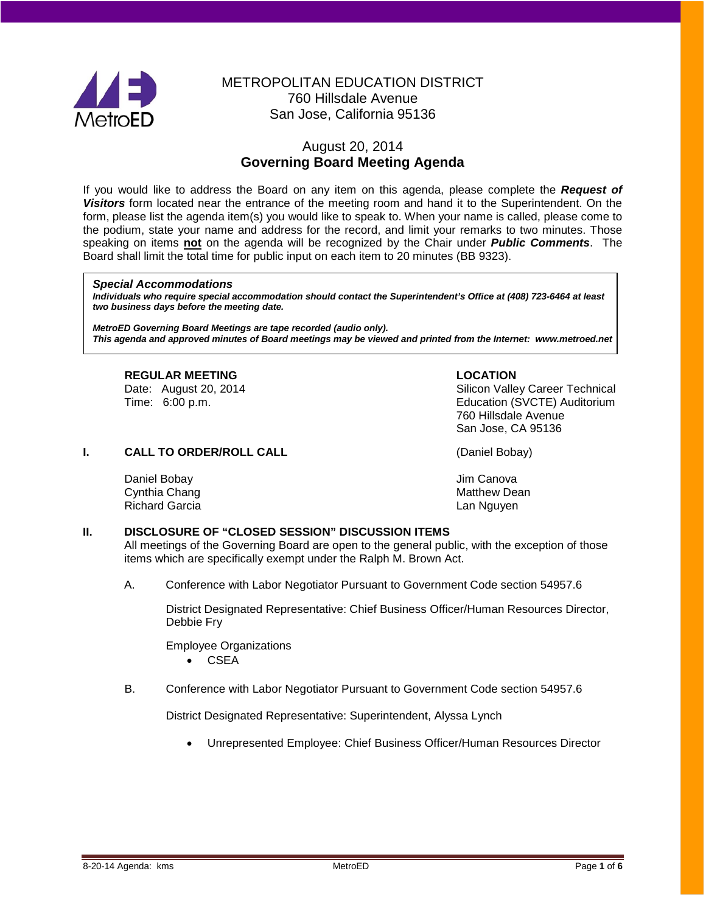# METROPOLITAN EDUCATION DISTRICT
760 Hillsdale Avenue
San Jose, California 95136

## August 20, 2014
## Governing Board Meeting Agenda

If you would like to address the Board on any item on this agenda, please complete the ***Request of Visitors*** form located near the entrance of the meeting room and hand it to the Superintendent. On the form, please list the agenda item(s) you would like to speak to. When your name is called, please come to the podium, state your name and address for the record, and limit your remarks to two minutes. Those speaking on items **not** on the agenda will be recognized by the Chair under ***Public Comments***. The Board shall limit the total time for public input on each item to 20 minutes (BB 9323).

> ***Special Accommodations***
> ***Individuals who require special accommodation should contact the Superintendent's Office at (408) 723-6464 at least two business days before the meeting date.***
>
> ***MetroED Governing Board Meetings are tape recorded (audio only).***
> ***This agenda and approved minutes of Board meetings may be viewed and printed from the Internet: www.metroed.net***

**REGULAR MEETING**
Date: August 20, 2014
Time: 6:00 p.m.

**LOCATION**
Silicon Valley Career Technical Education (SVCTE) Auditorium
760 Hillsdale Avenue
San Jose, CA 95136

### I. CALL TO ORDER/ROLL CALL (Daniel Bobay)

Daniel Bobay
Cynthia Chang
Richard Garcia
Jim Canova
Matthew Dean
Lan Nguyen

### II. DISCLOSURE OF "CLOSED SESSION" DISCUSSION ITEMS

All meetings of the Governing Board are open to the general public, with the exception of those items which are specifically exempt under the Ralph M. Brown Act.

A. Conference with Labor Negotiator Pursuant to Government Code section 54957.6

District Designated Representative: Chief Business Officer/Human Resources Director, Debbie Fry

Employee Organizations
- CSEA

B. Conference with Labor Negotiator Pursuant to Government Code section 54957.6

District Designated Representative: Superintendent, Alyssa Lynch

- Unrepresented Employee: Chief Business Officer/Human Resources Director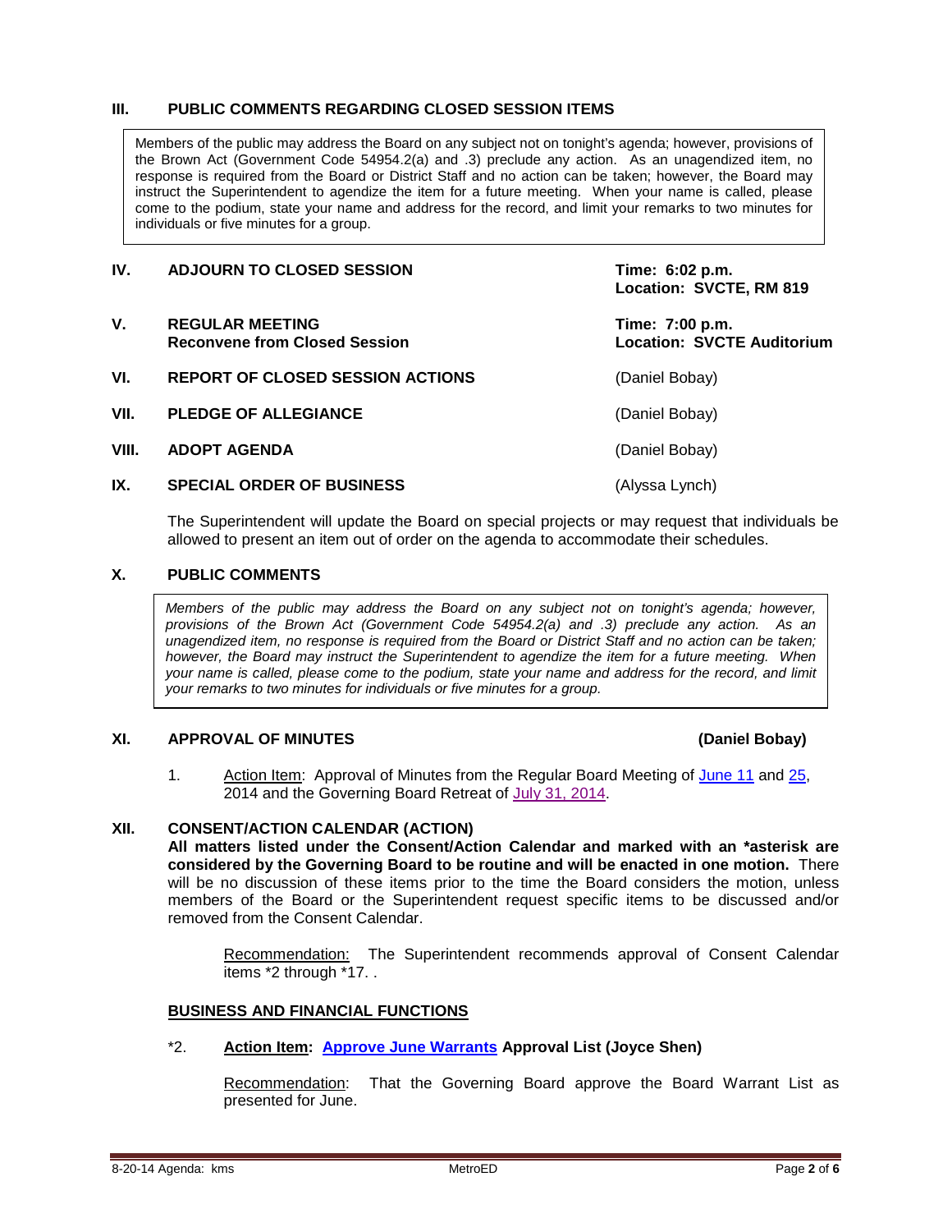## III. PUBLIC COMMENTS REGARDING CLOSED SESSION ITEMS

Members of the public may address the Board on any subject not on tonight's agenda; however, provisions of the Brown Act (Government Code 54954.2(a) and .3) preclude any action. As an unagendized item, no response is required from the Board or District Staff and no action can be taken; however, the Board may instruct the Superintendent to agendize the item for a future meeting. When your name is called, please come to the podium, state your name and address for the record, and limit your remarks to two minutes for individuals or five minutes for a group.

## IV. ADJOURN TO CLOSED SESSION

**Time: 6:02 p.m.**
**Location: SVCTE, RM 819**

## V. REGULAR MEETING
**Reconvene from Closed Session**

**Time: 7:00 p.m.**
**Location: SVCTE Auditorium**

## VI. REPORT OF CLOSED SESSION ACTIONS (Daniel Bobay)

## VII. PLEDGE OF ALLEGIANCE (Daniel Bobay)

## VIII. ADOPT AGENDA (Daniel Bobay)

## IX. SPECIAL ORDER OF BUSINESS (Alyssa Lynch)

The Superintendent will update the Board on special projects or may request that individuals be allowed to present an item out of order on the agenda to accommodate their schedules.

## X. PUBLIC COMMENTS

*Members of the public may address the Board on any subject not on tonight's agenda; however, provisions of the Brown Act (Government Code 54954.2(a) and .3) preclude any action. As an unagendized item, no response is required from the Board or District Staff and no action can be taken; however, the Board may instruct the Superintendent to agendize the item for a future meeting. When your name is called, please come to the podium, state your name and address for the record, and limit your remarks to two minutes for individuals or five minutes for a group.*

## XI. APPROVAL OF MINUTES (Daniel Bobay)

1. Action Item: Approval of Minutes from the Regular Board Meeting of June 11 and 25, 2014 and the Governing Board Retreat of July 31, 2014.

## XII. CONSENT/ACTION CALENDAR (ACTION)

**All matters listed under the Consent/Action Calendar and marked with an *asterisk are considered by the Governing Board to be routine and will be enacted in one motion.** There will be no discussion of these items prior to the time the Board considers the motion, unless members of the Board or the Superintendent request specific items to be discussed and/or removed from the Consent Calendar.

Recommendation: The Superintendent recommends approval of Consent Calendar items *2 through *17. .

### BUSINESS AND FINANCIAL FUNCTIONS

*2. **Action Item: Approve June Warrants Approval List (Joyce Shen)**

Recommendation: That the Governing Board approve the Board Warrant List as presented for June.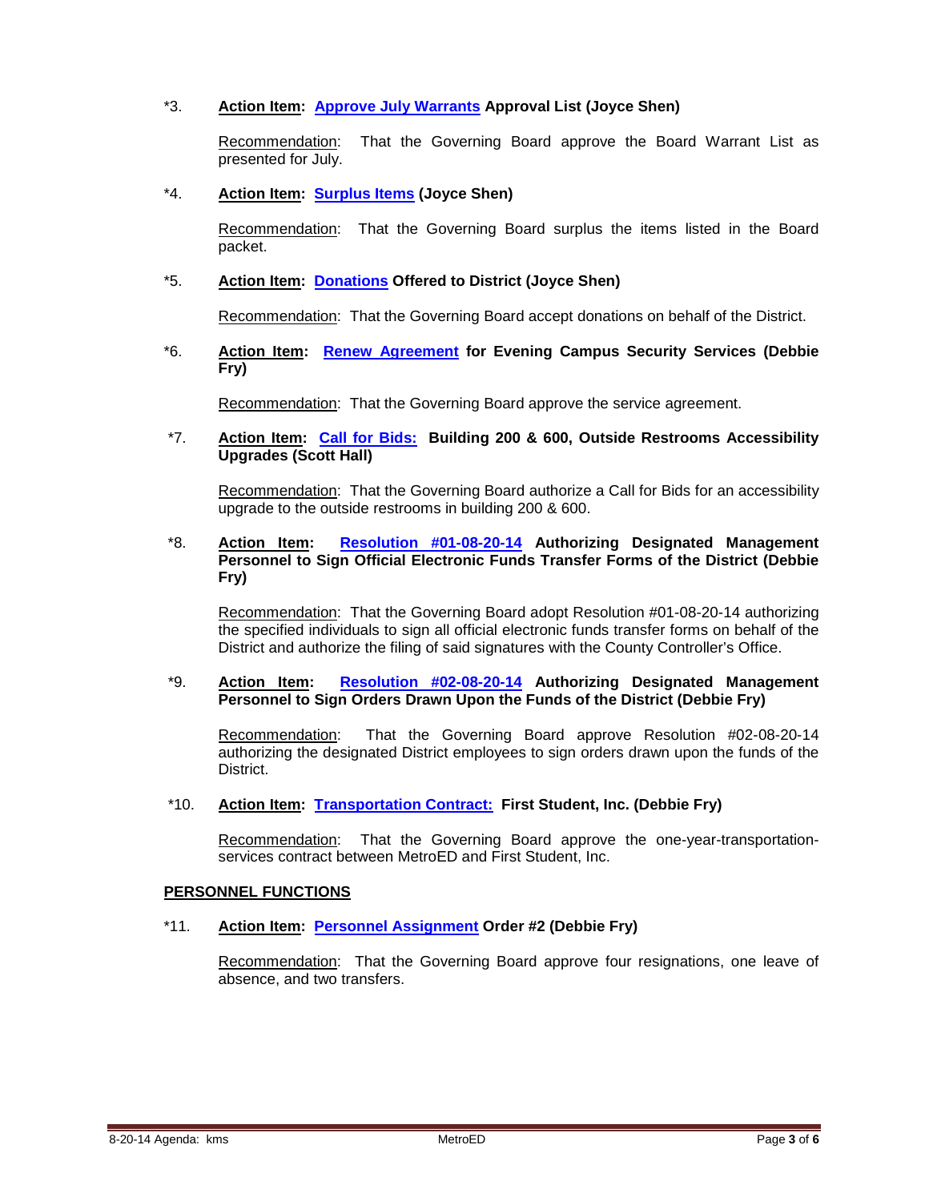*3. **Action Item: Approve July Warrants Approval List (Joyce Shen)**

Recommendation: That the Governing Board approve the Board Warrant List as presented for July.

*4. **Action Item: Surplus Items (Joyce Shen)**

Recommendation: That the Governing Board surplus the items listed in the Board packet.

*5. **Action Item: Donations Offered to District (Joyce Shen)**

Recommendation: That the Governing Board accept donations on behalf of the District.

*6. **Action Item: Renew Agreement for Evening Campus Security Services (Debbie Fry)**

Recommendation: That the Governing Board approve the service agreement.

*7. **Action Item: Call for Bids: Building 200 & 600, Outside Restrooms Accessibility Upgrades (Scott Hall)**

Recommendation: That the Governing Board authorize a Call for Bids for an accessibility upgrade to the outside restrooms in building 200 & 600.

*8. **Action Item: Resolution #01-08-20-14 Authorizing Designated Management Personnel to Sign Official Electronic Funds Transfer Forms of the District (Debbie Fry)**

Recommendation: That the Governing Board adopt Resolution #01-08-20-14 authorizing the specified individuals to sign all official electronic funds transfer forms on behalf of the District and authorize the filing of said signatures with the County Controller's Office.

*9. **Action Item: Resolution #02-08-20-14 Authorizing Designated Management Personnel to Sign Orders Drawn Upon the Funds of the District (Debbie Fry)**

Recommendation: That the Governing Board approve Resolution #02-08-20-14 authorizing the designated District employees to sign orders drawn upon the funds of the District.

*10. **Action Item: Transportation Contract: First Student, Inc. (Debbie Fry)**

Recommendation: That the Governing Board approve the one-year-transportation-services contract between MetroED and First Student, Inc.

## PERSONNEL FUNCTIONS

*11. **Action Item: Personnel Assignment Order #2 (Debbie Fry)**

Recommendation: That the Governing Board approve four resignations, one leave of absence, and two transfers.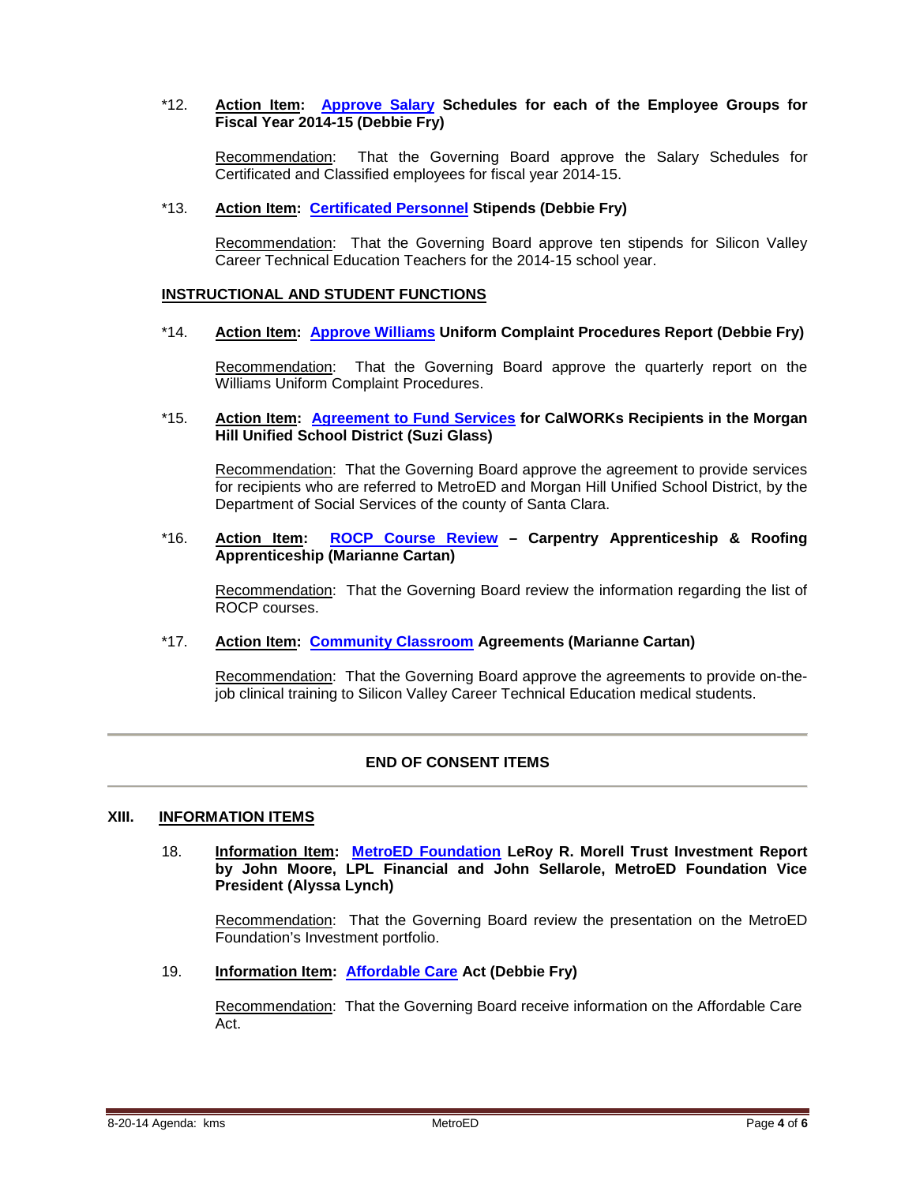*12. **Action Item: Approve Salary Schedules for each of the Employee Groups for Fiscal Year 2014-15 (Debbie Fry)**

Recommendation: That the Governing Board approve the Salary Schedules for Certificated and Classified employees for fiscal year 2014-15.

*13. **Action Item: Certificated Personnel Stipends (Debbie Fry)**

Recommendation: That the Governing Board approve ten stipends for Silicon Valley Career Technical Education Teachers for the 2014-15 school year.

**INSTRUCTIONAL AND STUDENT FUNCTIONS**

*14. **Action Item: Approve Williams Uniform Complaint Procedures Report (Debbie Fry)**

Recommendation: That the Governing Board approve the quarterly report on the Williams Uniform Complaint Procedures.

*15. **Action Item: Agreement to Fund Services for CalWORKs Recipients in the Morgan Hill Unified School District (Suzi Glass)**

Recommendation: That the Governing Board approve the agreement to provide services for recipients who are referred to MetroED and Morgan Hill Unified School District, by the Department of Social Services of the county of Santa Clara.

*16. **Action Item: ROCP Course Review – Carpentry Apprenticeship & Roofing Apprenticeship (Marianne Cartan)**

Recommendation: That the Governing Board review the information regarding the list of ROCP courses.

*17. **Action Item: Community Classroom Agreements (Marianne Cartan)**

Recommendation: That the Governing Board approve the agreements to provide on-the-job clinical training to Silicon Valley Career Technical Education medical students.

---

**END OF CONSENT ITEMS**

---

## XIII. INFORMATION ITEMS

18. **Information Item: MetroED Foundation LeRoy R. Morell Trust Investment Report by John Moore, LPL Financial and John Sellarole, MetroED Foundation Vice President (Alyssa Lynch)**

Recommendation: That the Governing Board review the presentation on the MetroED Foundation's Investment portfolio.

19. **Information Item: Affordable Care Act (Debbie Fry)**

Recommendation: That the Governing Board receive information on the Affordable Care Act.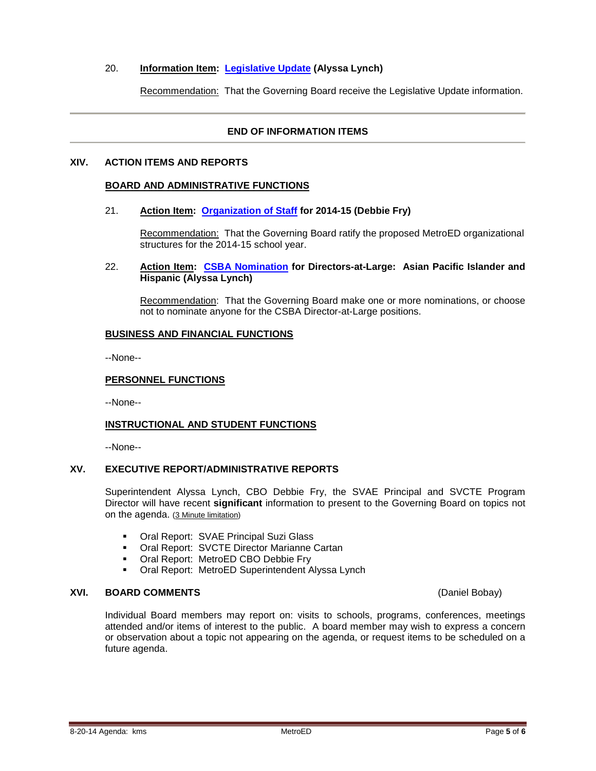20. **Information Item: Legislative Update (Alyssa Lynch)**

Recommendation: That the Governing Board receive the Legislative Update information.

---

**END OF INFORMATION ITEMS**

---

## XIV. ACTION ITEMS AND REPORTS

### BOARD AND ADMINISTRATIVE FUNCTIONS

21. **Action Item: Organization of Staff for 2014-15 (Debbie Fry)**

    Recommendation: That the Governing Board ratify the proposed MetroED organizational structures for the 2014-15 school year.

22. **Action Item: CSBA Nomination for Directors-at-Large: Asian Pacific Islander and Hispanic (Alyssa Lynch)**

    Recommendation: That the Governing Board make one or more nominations, or choose not to nominate anyone for the CSBA Director-at-Large positions.

### BUSINESS AND FINANCIAL FUNCTIONS

--None--

### PERSONNEL FUNCTIONS

--None--

### INSTRUCTIONAL AND STUDENT FUNCTIONS

--None--

## XV. EXECUTIVE REPORT/ADMINISTRATIVE REPORTS

Superintendent Alyssa Lynch, CBO Debbie Fry, the SVAE Principal and SVCTE Program Director will have recent **significant** information to present to the Governing Board on topics not on the agenda. (3 Minute limitation)

- Oral Report: SVAE Principal Suzi Glass
- Oral Report: SVCTE Director Marianne Cartan
- Oral Report: MetroED CBO Debbie Fry
- Oral Report: MetroED Superintendent Alyssa Lynch

## XVI. BOARD COMMENTS (Daniel Bobay)

Individual Board members may report on: visits to schools, programs, conferences, meetings attended and/or items of interest to the public. A board member may wish to express a concern or observation about a topic not appearing on the agenda, or request items to be scheduled on a future agenda.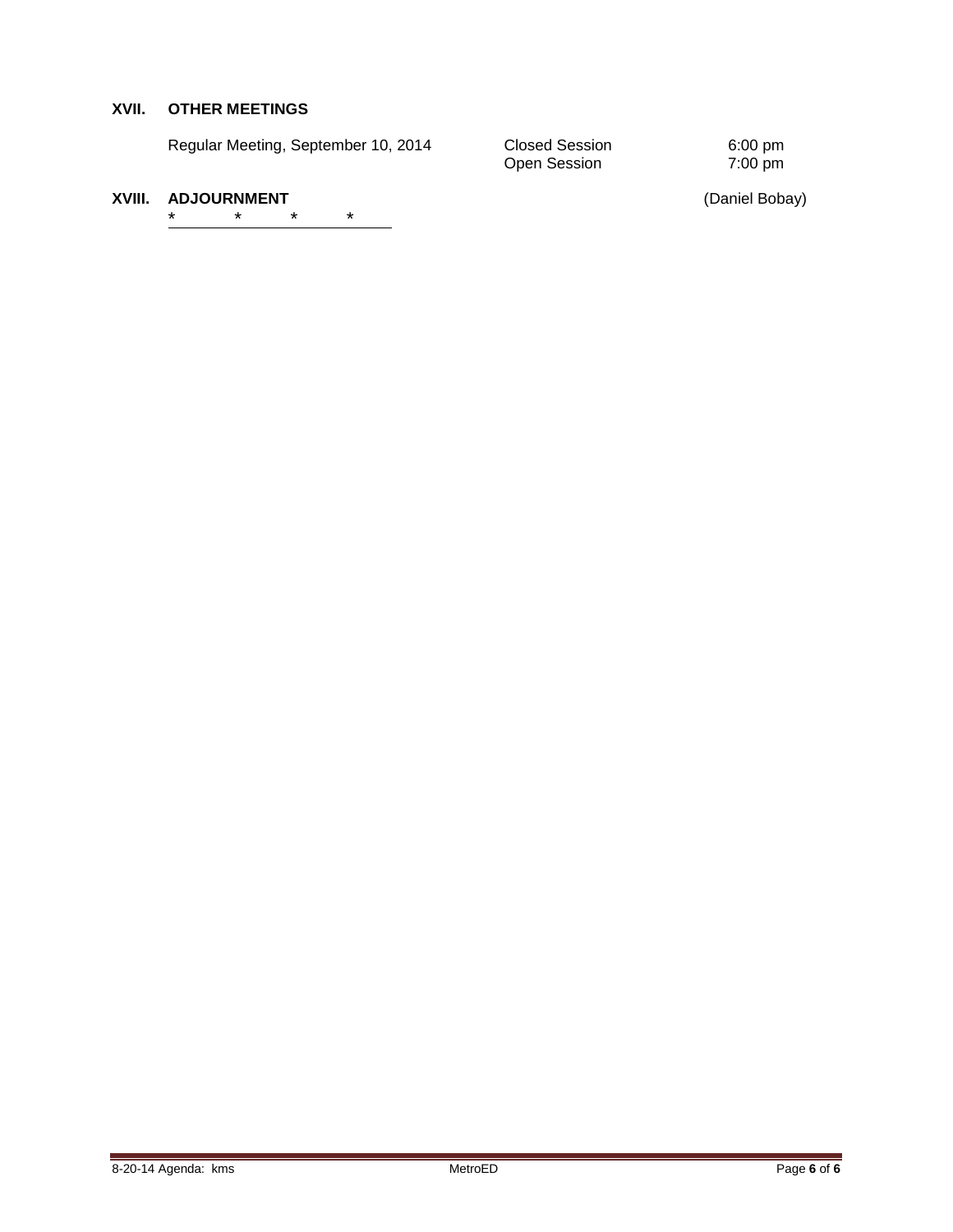## XVII. OTHER MEETINGS

| | | |
|---|---|---|
| Regular Meeting, September 10, 2014 | Closed Session | 6:00 pm |
| | Open Session | 7:00 pm |

## XVIII. ADJOURNMENT (Daniel Bobay)

\* \* \* \*